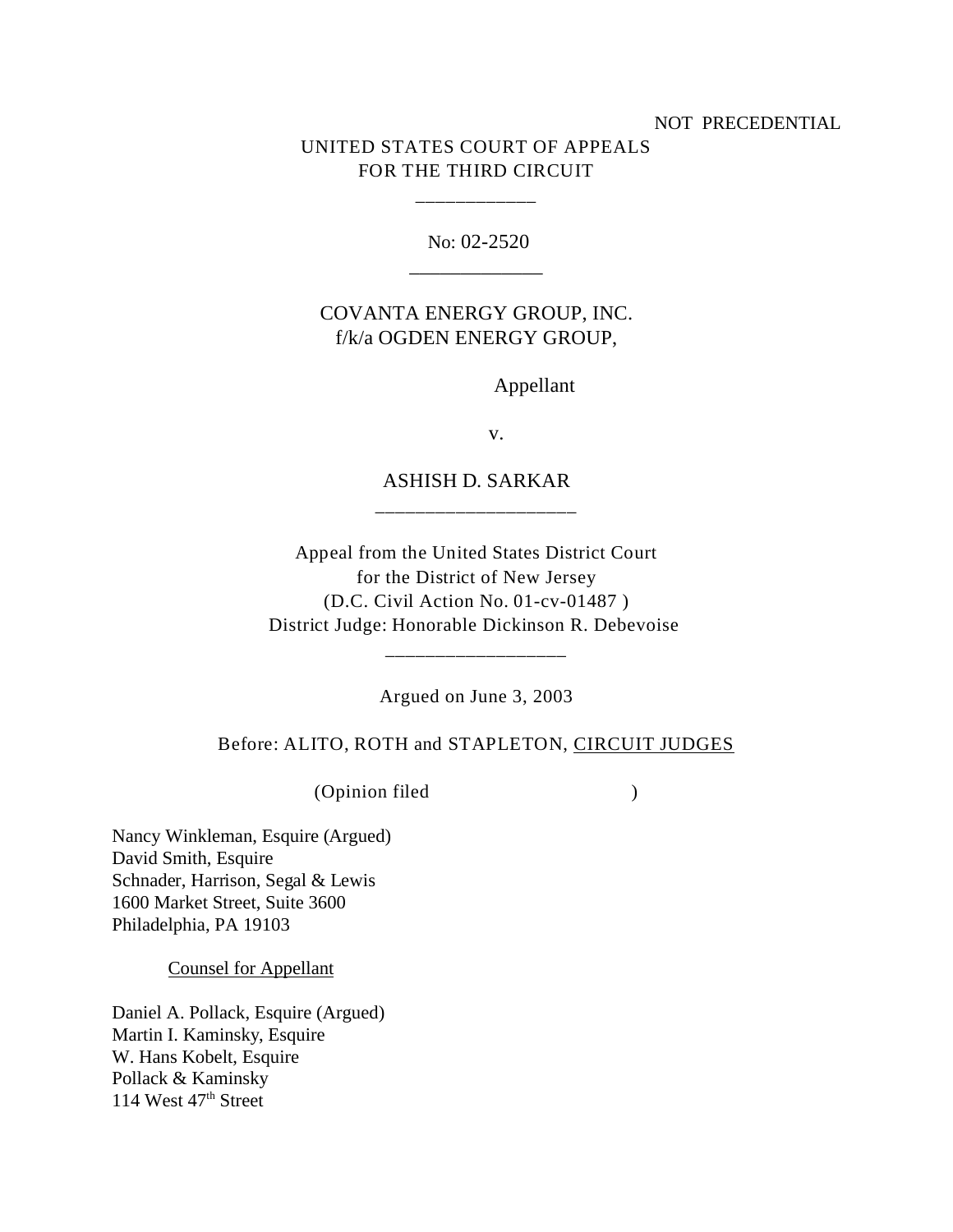NOT PRECEDENTIAL

UNITED STATES COURT OF APPEALS
FOR THE THIRD CIRCUIT

\_\_\_\_\_\_\_\_\_\_\_\_

No: 02-2520

\_\_\_\_\_\_\_\_\_\_\_\_\_

COVANTA ENERGY GROUP, INC.
f/k/a OGDEN ENERGY GROUP,

Appellant

v.

ASHISH D. SARKAR

\_\_\_\_\_\_\_\_\_\_\_\_\_\_\_\_\_\_\_\_

Appeal from the United States District Court
for the District of New Jersey
(D.C. Civil Action No. 01-cv-01487 )
District Judge: Honorable Dickinson R. Debevoise

\_\_\_\_\_\_\_\_\_\_\_\_\_\_\_\_\_\_

Argued on June 3, 2003

Before: ALITO, ROTH and STAPLETON, CIRCUIT JUDGES

(Opinion filed )

Nancy Winkleman, Esquire (Argued)
David Smith, Esquire
Schnader, Harrison, Segal & Lewis
1600 Market Street, Suite 3600
Philadelphia, PA 19103

Counsel for Appellant

Daniel A. Pollack, Esquire (Argued)
Martin I. Kaminsky, Esquire
W. Hans Kobelt, Esquire
Pollack & Kaminsky
114 West 47th Street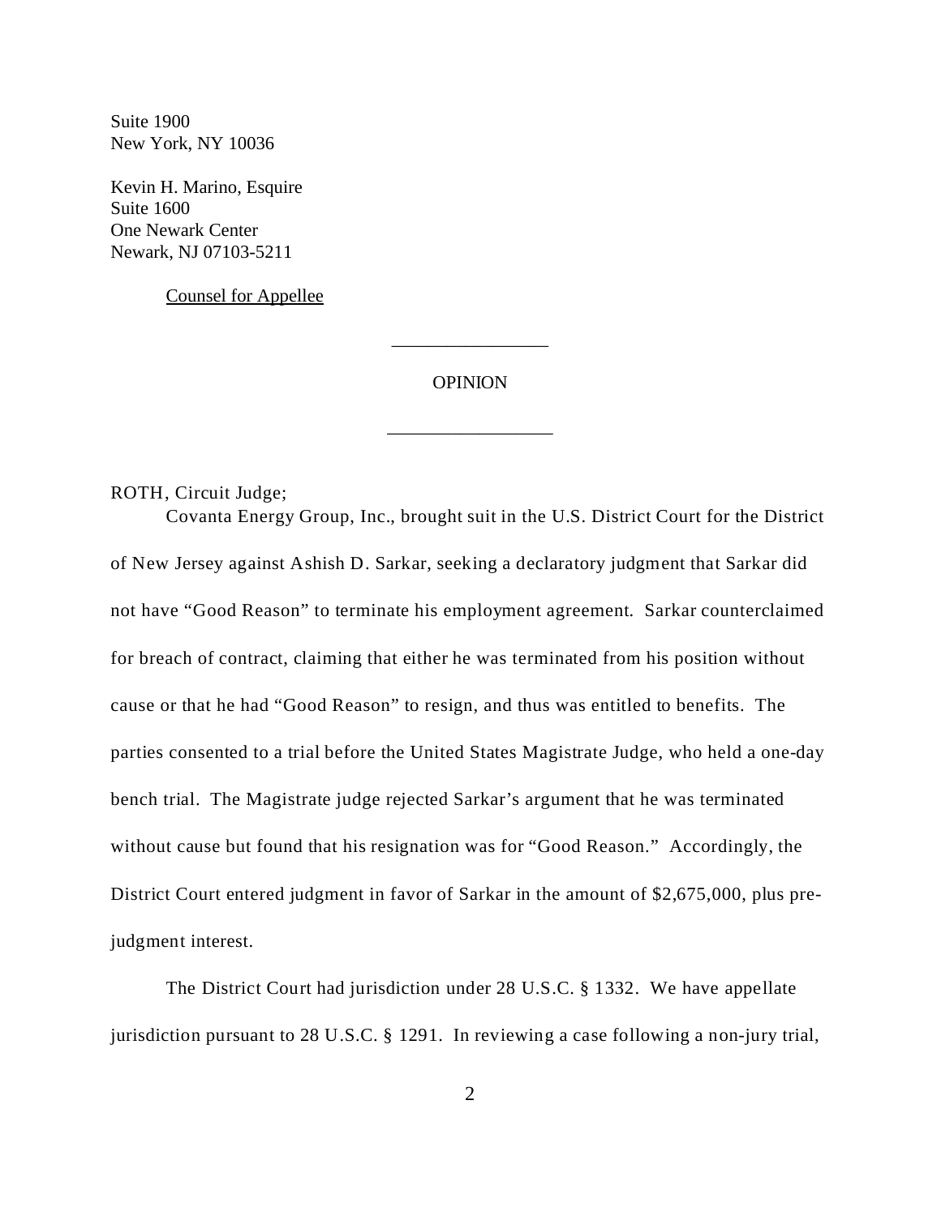Suite 1900
New York, NY 10036

Kevin H. Marino, Esquire
Suite 1600
One Newark Center
Newark, NJ 07103-5211

Counsel for Appellee

---

OPINION

---

ROTH, Circuit Judge;

Covanta Energy Group, Inc., brought suit in the U.S. District Court for the District of New Jersey against Ashish D. Sarkar, seeking a declaratory judgment that Sarkar did not have "Good Reason" to terminate his employment agreement. Sarkar counterclaimed for breach of contract, claiming that either he was terminated from his position without cause or that he had "Good Reason" to resign, and thus was entitled to benefits. The parties consented to a trial before the United States Magistrate Judge, who held a one-day bench trial. The Magistrate judge rejected Sarkar's argument that he was terminated without cause but found that his resignation was for "Good Reason." Accordingly, the District Court entered judgment in favor of Sarkar in the amount of $2,675,000, plus pre-judgment interest.

The District Court had jurisdiction under 28 U.S.C. § 1332. We have appellate jurisdiction pursuant to 28 U.S.C. § 1291. In reviewing a case following a non-jury trial,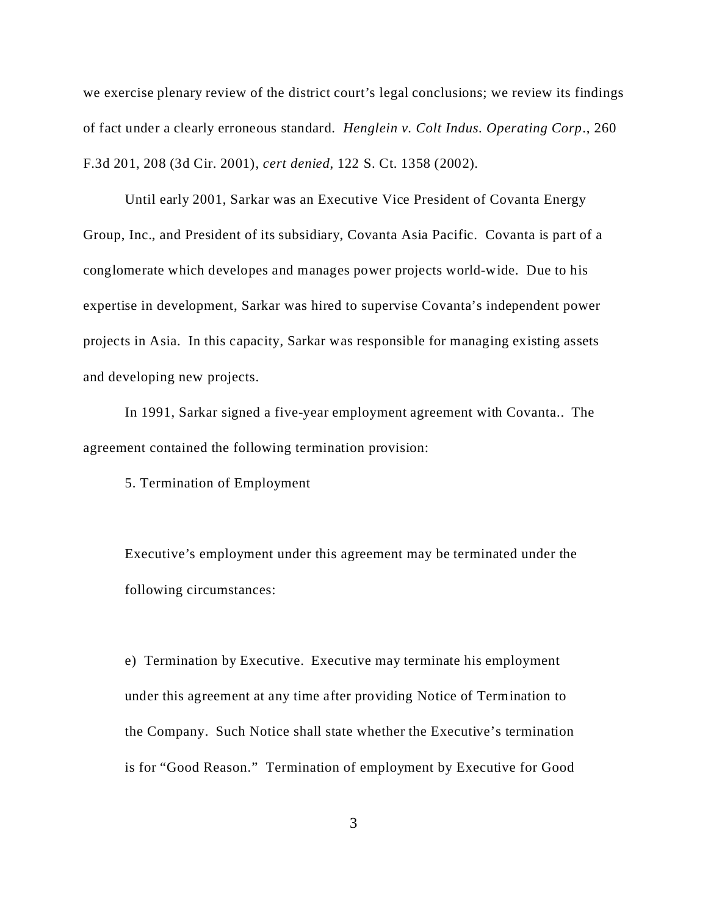we exercise plenary review of the district court's legal conclusions; we review its findings of fact under a clearly erroneous standard. *Henglein v. Colt Indus. Operating Corp*., 260 F.3d 201, 208 (3d Cir. 2001), *cert denied*, 122 S. Ct. 1358 (2002).

Until early 2001, Sarkar was an Executive Vice President of Covanta Energy Group, Inc., and President of its subsidiary, Covanta Asia Pacific. Covanta is part of a conglomerate which developes and manages power projects world-wide. Due to his expertise in development, Sarkar was hired to supervise Covanta's independent power projects in Asia. In this capacity, Sarkar was responsible for managing existing assets and developing new projects.

In 1991, Sarkar signed a five-year employment agreement with Covanta.. The agreement contained the following termination provision:

5. Termination of Employment

> Executive's employment under this agreement may be terminated under the following circumstances:
>
> e) Termination by Executive. Executive may terminate his employment under this agreement at any time after providing Notice of Termination to the Company. Such Notice shall state whether the Executive's termination is for "Good Reason." Termination of employment by Executive for Good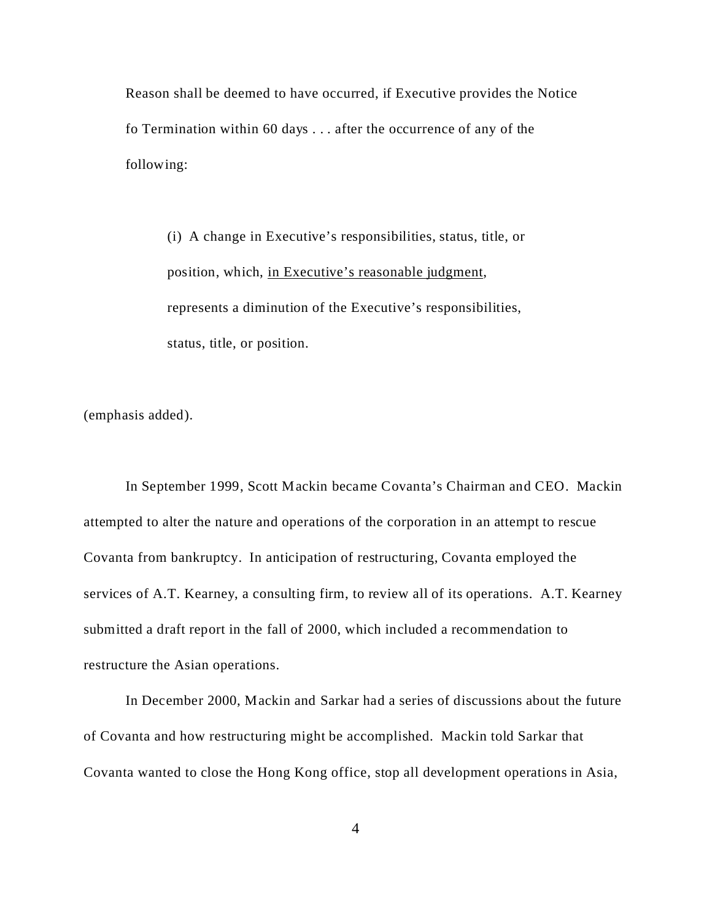Reason shall be deemed to have occurred, if Executive provides the Notice fo Termination within 60 days . . . after the occurrence of any of the following:

> (i) A change in Executive's responsibilities, status, title, or position, which, <u>in Executive's reasonable judgment</u>, represents a diminution of the Executive's responsibilities, status, title, or position.

(emphasis added).

In September 1999, Scott Mackin became Covanta's Chairman and CEO. Mackin attempted to alter the nature and operations of the corporation in an attempt to rescue Covanta from bankruptcy. In anticipation of restructuring, Covanta employed the services of A.T. Kearney, a consulting firm, to review all of its operations. A.T. Kearney submitted a draft report in the fall of 2000, which included a recommendation to restructure the Asian operations.

In December 2000, Mackin and Sarkar had a series of discussions about the future of Covanta and how restructuring might be accomplished. Mackin told Sarkar that Covanta wanted to close the Hong Kong office, stop all development operations in Asia,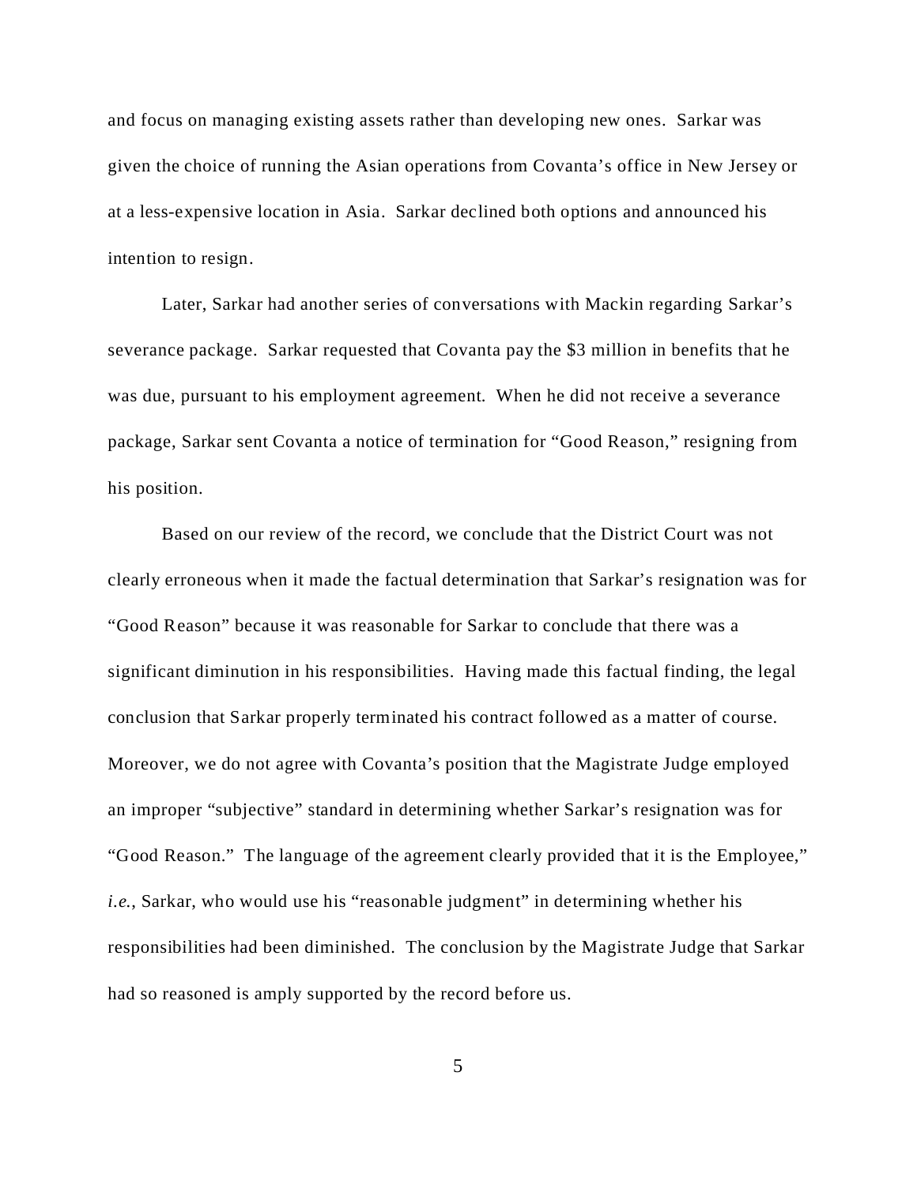and focus on managing existing assets rather than developing new ones. Sarkar was given the choice of running the Asian operations from Covanta's office in New Jersey or at a less-expensive location in Asia. Sarkar declined both options and announced his intention to resign.

Later, Sarkar had another series of conversations with Mackin regarding Sarkar's severance package. Sarkar requested that Covanta pay the $3 million in benefits that he was due, pursuant to his employment agreement. When he did not receive a severance package, Sarkar sent Covanta a notice of termination for "Good Reason," resigning from his position.

Based on our review of the record, we conclude that the District Court was not clearly erroneous when it made the factual determination that Sarkar's resignation was for "Good Reason" because it was reasonable for Sarkar to conclude that there was a significant diminution in his responsibilities. Having made this factual finding, the legal conclusion that Sarkar properly terminated his contract followed as a matter of course. Moreover, we do not agree with Covanta's position that the Magistrate Judge employed an improper "subjective" standard in determining whether Sarkar's resignation was for "Good Reason." The language of the agreement clearly provided that it is the Employee," *i.e.*, Sarkar, who would use his "reasonable judgment" in determining whether his responsibilities had been diminished. The conclusion by the Magistrate Judge that Sarkar had so reasoned is amply supported by the record before us.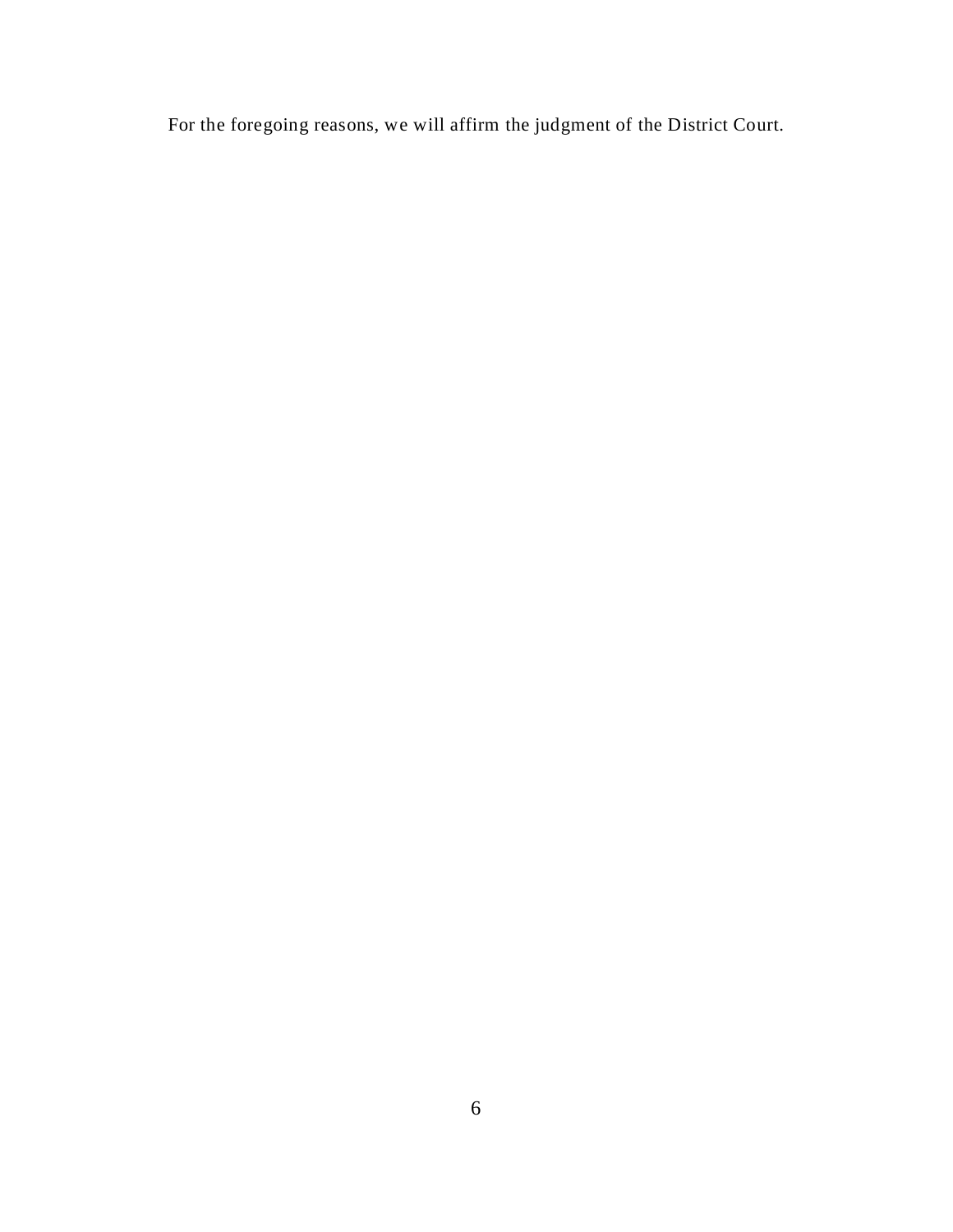For the foregoing reasons, we will affirm the judgment of the District Court.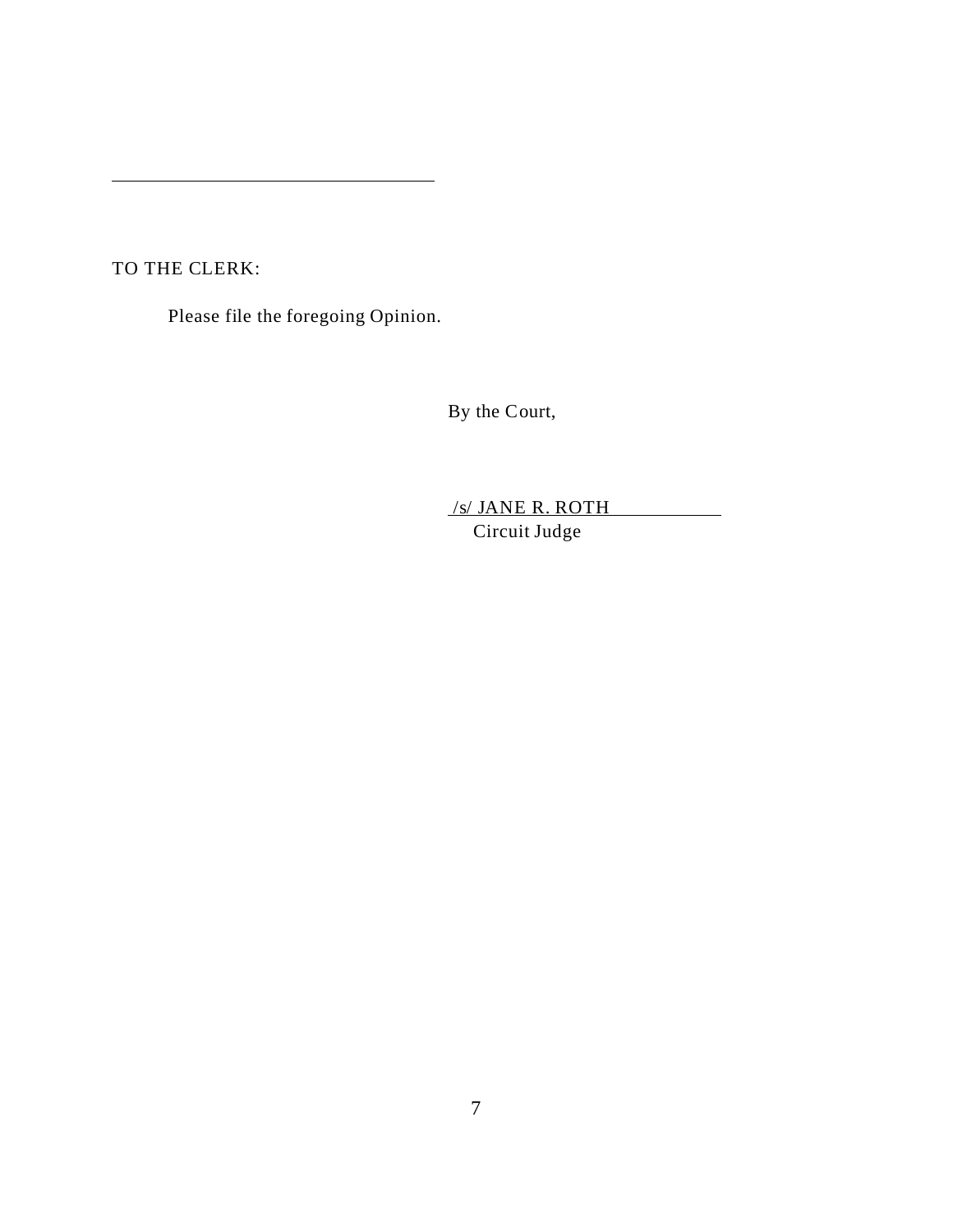---

TO THE CLERK:

Please file the foregoing Opinion.

By the Court,

/s/ JANE R. ROTH
Circuit Judge